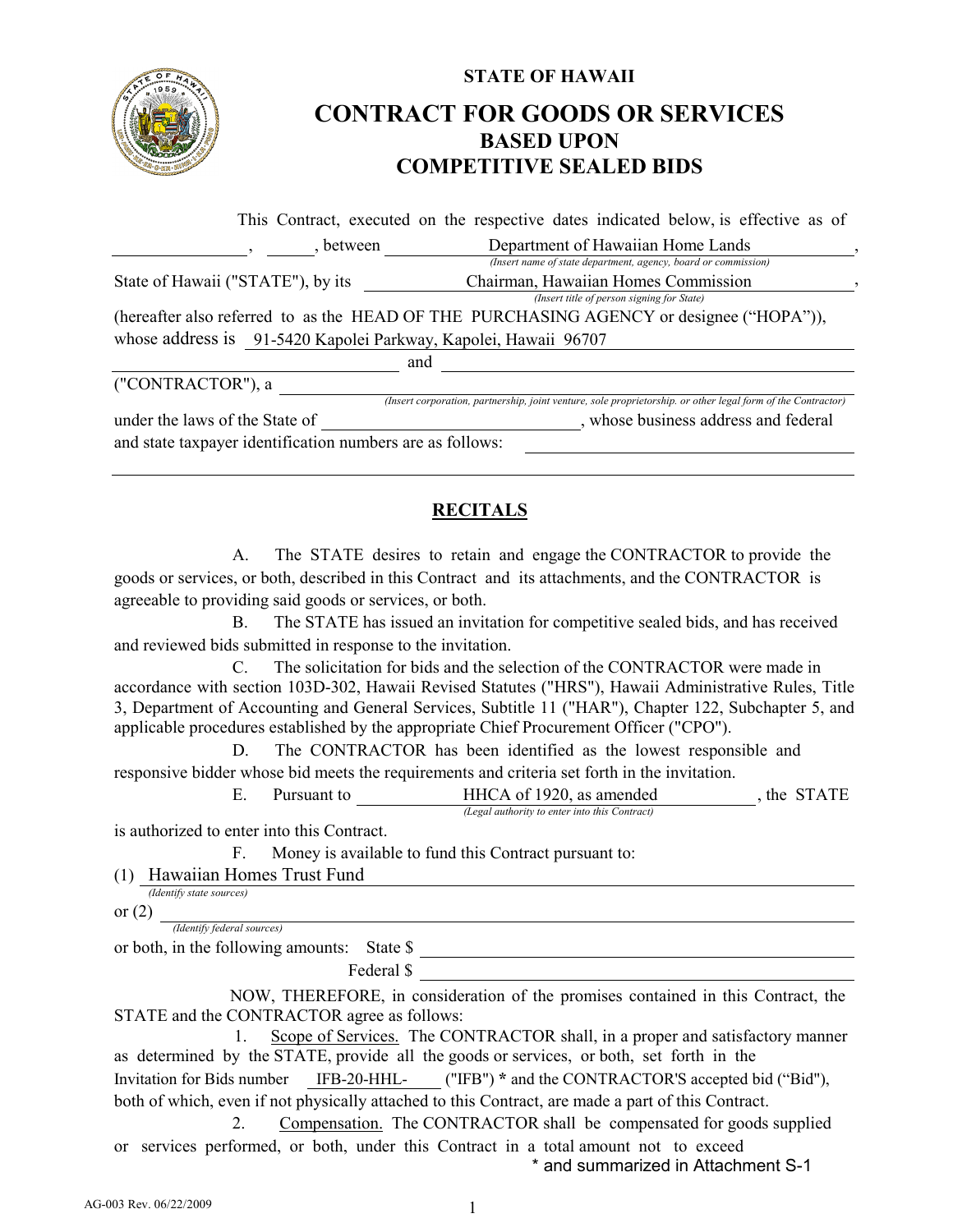**STATE OF HAWAII**

# CONTRACT FOR GOODS OR SERVICES
## BASED UPON
## COMPETITIVE SEALED BIDS

This Contract, executed on the respective dates indicated below, is effective as of \_\_\_\_\_\_\_\_\_\_\_\_\_\_\_, \_\_\_\_\_, between Department of Hawaiian Home Lands ,
*(Insert name of state department, agency, board or commission)*

State of Hawaii ("STATE"), by its Chairman, Hawaiian Homes Commission ,
*(Insert title of person signing for State)*

(hereafter also referred to as the HEAD OF THE PURCHASING AGENCY or designee ("HOPA")), whose address is 91-5420 Kapolei Parkway, Kapolei, Hawaii 96707

\_\_\_\_\_\_\_\_\_\_\_\_\_\_\_\_\_\_\_\_\_\_\_\_\_\_\_\_\_\_ and \_\_\_\_\_\_\_\_\_\_\_\_\_\_\_\_\_\_\_\_\_\_\_\_\_\_\_\_\_\_

("CONTRACTOR"), a \_\_\_\_\_\_\_\_\_\_\_\_\_\_\_\_\_\_\_\_\_\_\_\_\_\_\_\_\_\_
*(Insert corporation, partnership, joint venture, sole proprietorship. or other legal form of the Contractor)*

under the laws of the State of \_\_\_\_\_\_\_\_\_\_\_\_\_\_\_\_\_\_\_\_\_\_\_\_\_\_\_\_, whose business address and federal and state taxpayer identification numbers are as follows: \_\_\_\_\_\_\_\_\_\_\_\_\_\_\_\_\_\_\_\_\_\_\_\_\_\_\_\_

\_\_\_\_\_\_\_\_\_\_\_\_\_\_\_\_\_\_\_\_\_\_\_\_\_\_\_\_\_\_\_\_\_\_\_\_\_\_\_\_\_\_\_\_\_\_\_\_\_\_\_\_\_\_\_\_\_\_\_\_

## RECITALS

A. The STATE desires to retain and engage the CONTRACTOR to provide the goods or services, or both, described in this Contract and its attachments, and the CONTRACTOR is agreeable to providing said goods or services, or both.

B. The STATE has issued an invitation for competitive sealed bids, and has received and reviewed bids submitted in response to the invitation.

C. The solicitation for bids and the selection of the CONTRACTOR were made in accordance with section 103D-302, Hawaii Revised Statutes ("HRS"), Hawaii Administrative Rules, Title 3, Department of Accounting and General Services, Subtitle 11 ("HAR"), Chapter 122, Subchapter 5, and applicable procedures established by the appropriate Chief Procurement Officer ("CPO").

D. The CONTRACTOR has been identified as the lowest responsible and responsive bidder whose bid meets the requirements and criteria set forth in the invitation.

E. Pursuant to HHCA of 1920, as amended , the STATE is authorized to enter into this Contract.
*(Legal authority to enter into this Contract)*

F. Money is available to fund this Contract pursuant to:

(1) Hawaiian Homes Trust Fund
*(Identify state sources)*

or (2) \_\_\_\_\_\_\_\_\_\_\_\_\_\_\_\_\_\_\_\_\_\_\_\_\_\_\_\_\_\_
*(Identify federal sources)*

or both, in the following amounts: State $ \_\_\_\_\_\_\_\_\_\_\_\_\_\_\_\_\_\_\_\_

Federal $ \_\_\_\_\_\_\_\_\_\_\_\_\_\_\_\_\_\_\_\_

NOW, THEREFORE, in consideration of the promises contained in this Contract, the STATE and the CONTRACTOR agree as follows:

1. Scope of Services. The CONTRACTOR shall, in a proper and satisfactory manner as determined by the STATE, provide all the goods or services, or both, set forth in the Invitation for Bids number IFB-20-HHL-\_\_\_\_\_ ("IFB") * and the CONTRACTOR'S accepted bid ("Bid"), both of which, even if not physically attached to this Contract, are made a part of this Contract.

2. Compensation. The CONTRACTOR shall be compensated for goods supplied or services performed, or both, under this Contract in a total amount not to exceed

\* and summarized in Attachment S-1

AG-003 Rev. 06/22/2009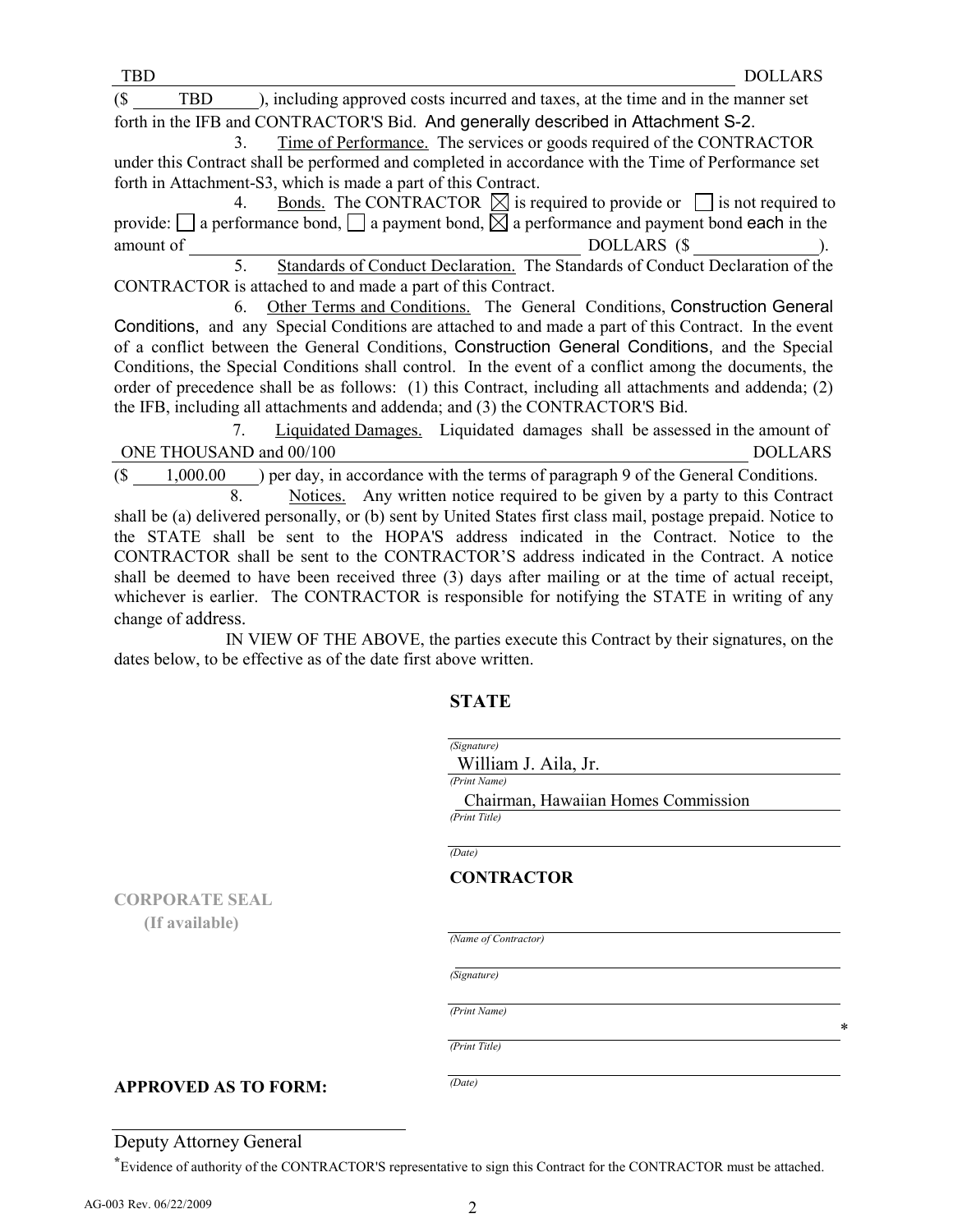TBD DOLLARS

($ TBD ), including approved costs incurred and taxes, at the time and in the manner set forth in the IFB and CONTRACTOR'S Bid. And generally described in Attachment S-2.

3. Time of Performance. The services or goods required of the CONTRACTOR under this Contract shall be performed and completed in accordance with the Time of Performance set forth in Attachment-S3, which is made a part of this Contract.

4. Bonds. The CONTRACTOR ☒ is required to provide or ☐ is not required to provide: ☐ a performance bond, ☐ a payment bond, ☒ a performance and payment bond each in the amount of \_\_\_\_\_\_\_\_\_\_\_\_\_\_\_\_\_\_\_\_\_\_\_\_\_\_\_\_\_\_ DOLLARS ($ \_\_\_\_\_\_\_\_\_\_\_\_\_\_).

5. Standards of Conduct Declaration. The Standards of Conduct Declaration of the CONTRACTOR is attached to and made a part of this Contract.

6. Other Terms and Conditions. The General Conditions, Construction General Conditions, and any Special Conditions are attached to and made a part of this Contract. In the event of a conflict between the General Conditions, Construction General Conditions, and the Special Conditions, the Special Conditions shall control. In the event of a conflict among the documents, the order of precedence shall be as follows: (1) this Contract, including all attachments and addenda; (2) the IFB, including all attachments and addenda; and (3) the CONTRACTOR'S Bid.

7. Liquidated Damages. Liquidated damages shall be assessed in the amount of ONE THOUSAND and 00/100 DOLLARS ($ 1,000.00 ) per day, in accordance with the terms of paragraph 9 of the General Conditions.

8. Notices. Any written notice required to be given by a party to this Contract shall be (a) delivered personally, or (b) sent by United States first class mail, postage prepaid. Notice to the STATE shall be sent to the HOPA'S address indicated in the Contract. Notice to the CONTRACTOR shall be sent to the CONTRACTOR'S address indicated in the Contract. A notice shall be deemed to have been received three (3) days after mailing or at the time of actual receipt, whichever is earlier. The CONTRACTOR is responsible for notifying the STATE in writing of any change of address.

IN VIEW OF THE ABOVE, the parties execute this Contract by their signatures, on the dates below, to be effective as of the date first above written.

**STATE**

\_\_\_\_\_\_\_\_\_\_\_\_\_\_\_\_\_\_\_\_\_\_\_\_\_\_\_\_\_\_
*(Signature)*

William J. Aila, Jr.
*(Print Name)*

Chairman, Hawaiian Homes Commission
*(Print Title)*

\_\_\_\_\_\_\_\_\_\_\_\_\_\_\_\_\_\_\_\_\_\_\_\_\_\_\_\_\_\_
*(Date)*

**CONTRACTOR**

**CORPORATE SEAL**
**(If available)**

\_\_\_\_\_\_\_\_\_\_\_\_\_\_\_\_\_\_\_\_\_\_\_\_\_\_\_\_\_\_
*(Name of Contractor)*

\_\_\_\_\_\_\_\_\_\_\_\_\_\_\_\_\_\_\_\_\_\_\_\_\_\_\_\_\_\_
*(Signature)*

\_\_\_\_\_\_\_\_\_\_\_\_\_\_\_\_\_\_\_\_\_\_\_\_\_\_\_\_\_\_
*(Print Name)*

\_\_\_\_\_\_\_\_\_\_\_\_\_\_\_\_\_\_\_\_\_\_\_\_\_\_\_\_\_\_ *
*(Print Title)*

\_\_\_\_\_\_\_\_\_\_\_\_\_\_\_\_\_\_\_\_\_\_\_\_\_\_\_\_\_\_
*(Date)*

**APPROVED AS TO FORM:**

\_\_\_\_\_\_\_\_\_\_\_\_\_\_\_\_\_\_\_\_\_\_\_\_\_\_\_\_\_\_
Deputy Attorney General

*Evidence of authority of the CONTRACTOR'S representative to sign this Contract for the CONTRACTOR must be attached.

AG-003 Rev. 06/22/2009